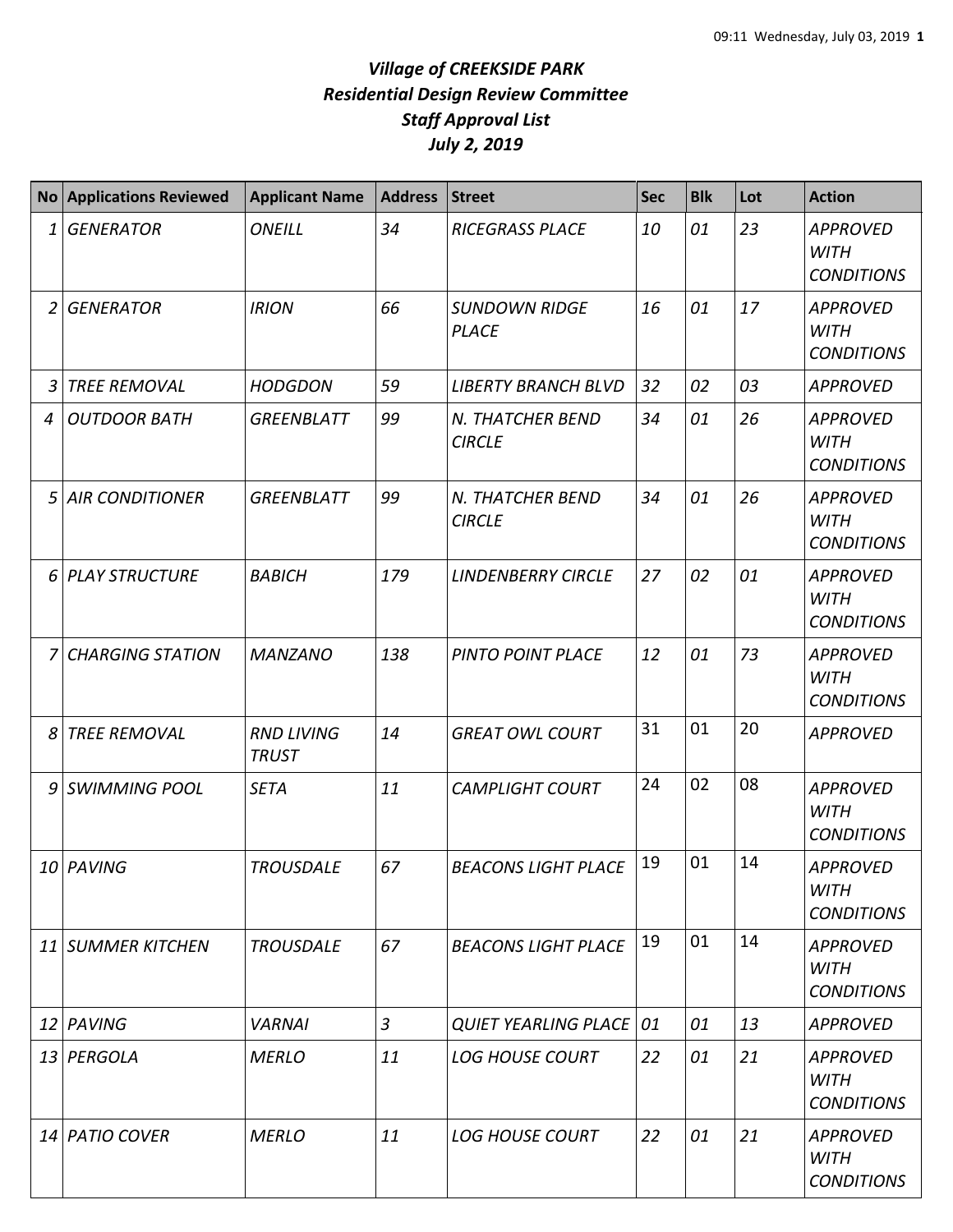# *Village of CREEKSIDE PARK*
## *Residential Design Review Committee*
## *Staff Approval List*
## *July 2, 2019*

| No | Applications Reviewed | Applicant Name | Address | Street | Sec | Blk | Lot | Action |
|---|---|---|---|---|---|---|---|---|
| 1 | *GENERATOR* | *ONEILL* | *34* | *RICEGRASS PLACE* | *10* | *01* | *23* | *APPROVED WITH CONDITIONS* |
| 2 | *GENERATOR* | *IRION* | *66* | *SUNDOWN RIDGE PLACE* | *16* | *01* | *17* | *APPROVED WITH CONDITIONS* |
| 3 | *TREE REMOVAL* | *HODGDON* | *59* | *LIBERTY BRANCH BLVD* | *32* | *02* | *03* | *APPROVED* |
| 4 | *OUTDOOR BATH* | *GREENBLATT* | *99* | *N. THATCHER BEND CIRCLE* | *34* | *01* | *26* | *APPROVED WITH CONDITIONS* |
| 5 | *AIR CONDITIONER* | *GREENBLATT* | *99* | *N. THATCHER BEND CIRCLE* | *34* | *01* | *26* | *APPROVED WITH CONDITIONS* |
| 6 | *PLAY STRUCTURE* | *BABICH* | *179* | *LINDENBERRY CIRCLE* | *27* | *02* | *01* | *APPROVED WITH CONDITIONS* |
| 7 | *CHARGING STATION* | *MANZANO* | *138* | *PINTO POINT PLACE* | *12* | *01* | *73* | *APPROVED WITH CONDITIONS* |
| 8 | *TREE REMOVAL* | *RND LIVING TRUST* | *14* | *GREAT OWL COURT* | 31 | 01 | 20 | *APPROVED* |
| 9 | *SWIMMING POOL* | *SETA* | *11* | *CAMPLIGHT COURT* | 24 | 02 | 08 | *APPROVED WITH CONDITIONS* |
| 10 | *PAVING* | *TROUSDALE* | *67* | *BEACONS LIGHT PLACE* | 19 | 01 | 14 | *APPROVED WITH CONDITIONS* |
| 11 | *SUMMER KITCHEN* | *TROUSDALE* | *67* | *BEACONS LIGHT PLACE* | 19 | 01 | 14 | *APPROVED WITH CONDITIONS* |
| 12 | *PAVING* | *VARNAI* | *3* | *QUIET YEARLING PLACE* | *01* | *01* | *13* | *APPROVED* |
| 13 | *PERGOLA* | *MERLO* | *11* | *LOG HOUSE COURT* | *22* | *01* | *21* | *APPROVED WITH CONDITIONS* |
| 14 | *PATIO COVER* | *MERLO* | *11* | *LOG HOUSE COURT* | *22* | *01* | *21* | *APPROVED WITH CONDITIONS* |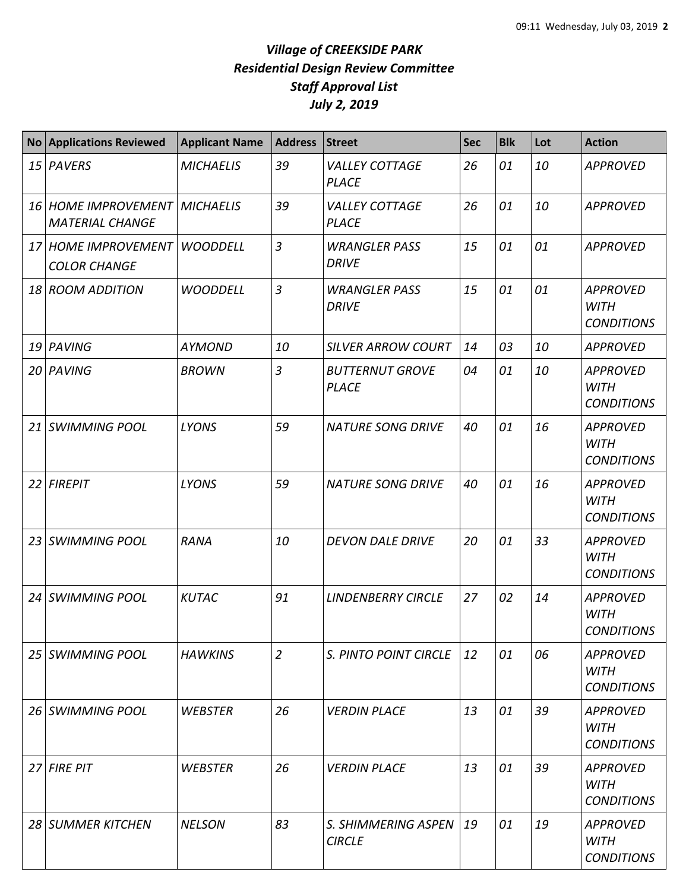# *Village of CREEKSIDE PARK*
## *Residential Design Review Committee*
## *Staff Approval List*
## *July 2, 2019*

| No | Applications Reviewed | Applicant Name | Address | Street | Sec | Blk | Lot | Action |
|---|---|---|---|---|---|---|---|---|
| *15* | *PAVERS* | *MICHAELIS* | *39* | *VALLEY COTTAGE PLACE* | *26* | *01* | *10* | *APPROVED* |
| *16* | *HOME IMPROVEMENT MATERIAL CHANGE* | *MICHAELIS* | *39* | *VALLEY COTTAGE PLACE* | *26* | *01* | *10* | *APPROVED* |
| *17* | *HOME IMPROVEMENT COLOR CHANGE* | *WOODDELL* | *3* | *WRANGLER PASS DRIVE* | *15* | *01* | *01* | *APPROVED* |
| *18* | *ROOM ADDITION* | *WOODDELL* | *3* | *WRANGLER PASS DRIVE* | *15* | *01* | *01* | *APPROVED WITH CONDITIONS* |
| *19* | *PAVING* | *AYMOND* | *10* | *SILVER ARROW COURT* | *14* | *03* | *10* | *APPROVED* |
| *20* | *PAVING* | *BROWN* | *3* | *BUTTERNUT GROVE PLACE* | *04* | *01* | *10* | *APPROVED WITH CONDITIONS* |
| *21* | *SWIMMING POOL* | *LYONS* | *59* | *NATURE SONG DRIVE* | *40* | *01* | *16* | *APPROVED WITH CONDITIONS* |
| *22* | *FIREPIT* | *LYONS* | *59* | *NATURE SONG DRIVE* | *40* | *01* | *16* | *APPROVED WITH CONDITIONS* |
| *23* | *SWIMMING POOL* | *RANA* | *10* | *DEVON DALE DRIVE* | *20* | *01* | *33* | *APPROVED WITH CONDITIONS* |
| *24* | *SWIMMING POOL* | *KUTAC* | *91* | *LINDENBERRY CIRCLE* | *27* | *02* | *14* | *APPROVED WITH CONDITIONS* |
| *25* | *SWIMMING POOL* | *HAWKINS* | *2* | *S. PINTO POINT CIRCLE* | *12* | *01* | *06* | *APPROVED WITH CONDITIONS* |
| *26* | *SWIMMING POOL* | *WEBSTER* | *26* | *VERDIN PLACE* | *13* | *01* | *39* | *APPROVED WITH CONDITIONS* |
| *27* | *FIRE PIT* | *WEBSTER* | *26* | *VERDIN PLACE* | *13* | *01* | *39* | *APPROVED WITH CONDITIONS* |
| *28* | *SUMMER KITCHEN* | *NELSON* | *83* | *S. SHIMMERING ASPEN CIRCLE* | *19* | *01* | *19* | *APPROVED WITH CONDITIONS* |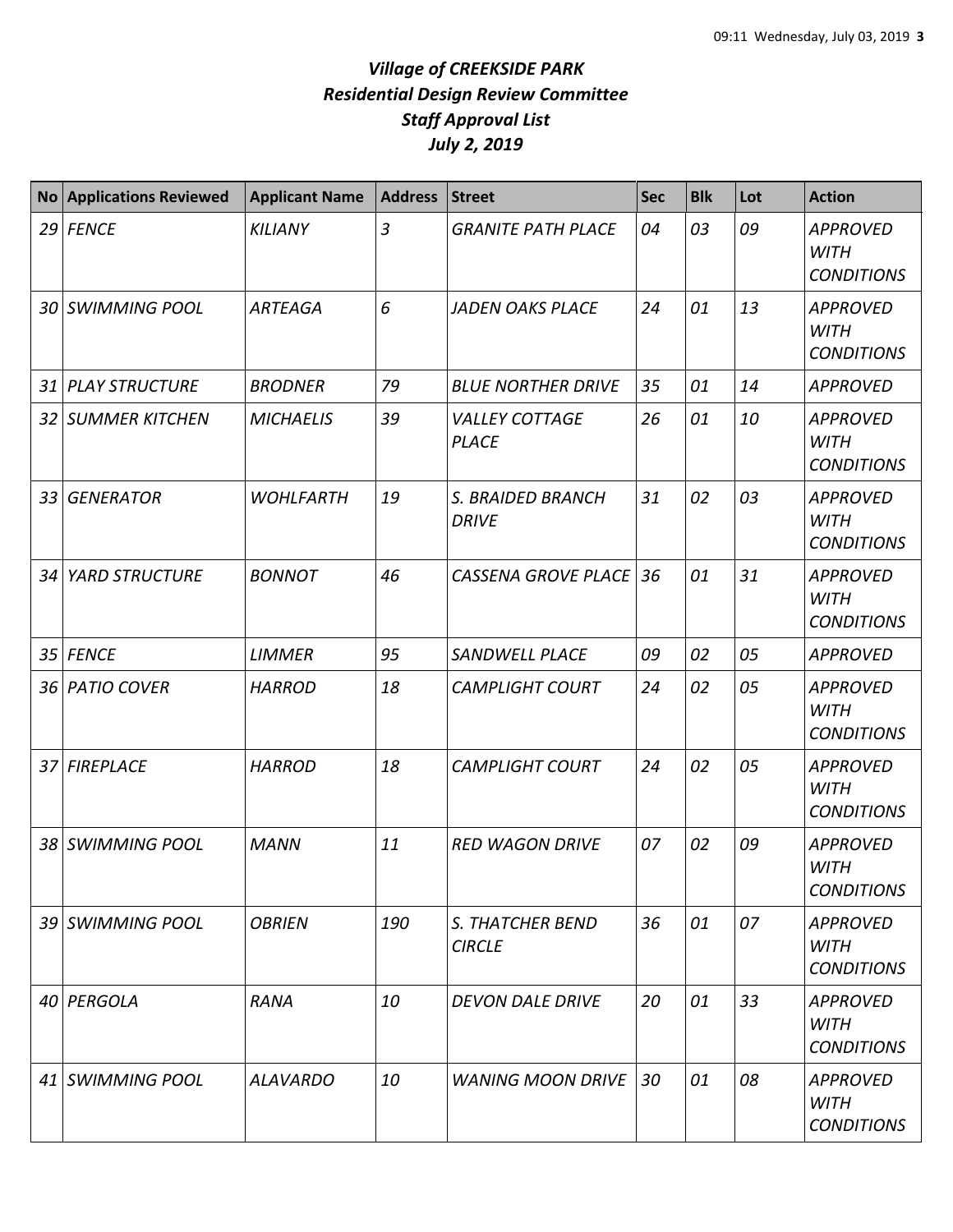# *Village of CREEKSIDE PARK*
## *Residential Design Review Committee*
## *Staff Approval List*
## *July 2, 2019*

| No | Applications Reviewed | Applicant Name | Address | Street | Sec | Blk | Lot | Action |
|---|---|---|---|---|---|---|---|---|
| *29* | *FENCE* | *KILIANY* | *3* | *GRANITE PATH PLACE* | *04* | *03* | *09* | *APPROVED WITH CONDITIONS* |
| *30* | *SWIMMING POOL* | *ARTEAGA* | *6* | *JADEN OAKS PLACE* | *24* | *01* | *13* | *APPROVED WITH CONDITIONS* |
| *31* | *PLAY STRUCTURE* | *BRODNER* | *79* | *BLUE NORTHER DRIVE* | *35* | *01* | *14* | *APPROVED* |
| *32* | *SUMMER KITCHEN* | *MICHAELIS* | *39* | *VALLEY COTTAGE PLACE* | *26* | *01* | *10* | *APPROVED WITH CONDITIONS* |
| *33* | *GENERATOR* | *WOHLFARTH* | *19* | *S. BRAIDED BRANCH DRIVE* | *31* | *02* | *03* | *APPROVED WITH CONDITIONS* |
| *34* | *YARD STRUCTURE* | *BONNOT* | *46* | *CASSENA GROVE PLACE* | *36* | *01* | *31* | *APPROVED WITH CONDITIONS* |
| *35* | *FENCE* | *LIMMER* | *95* | *SANDWELL PLACE* | *09* | *02* | *05* | *APPROVED* |
| *36* | *PATIO COVER* | *HARROD* | *18* | *CAMPLIGHT COURT* | *24* | *02* | *05* | *APPROVED WITH CONDITIONS* |
| *37* | *FIREPLACE* | *HARROD* | *18* | *CAMPLIGHT COURT* | *24* | *02* | *05* | *APPROVED WITH CONDITIONS* |
| *38* | *SWIMMING POOL* | *MANN* | *11* | *RED WAGON DRIVE* | *07* | *02* | *09* | *APPROVED WITH CONDITIONS* |
| *39* | *SWIMMING POOL* | *OBRIEN* | *190* | *S. THATCHER BEND CIRCLE* | *36* | *01* | *07* | *APPROVED WITH CONDITIONS* |
| *40* | *PERGOLA* | *RANA* | *10* | *DEVON DALE DRIVE* | *20* | *01* | *33* | *APPROVED WITH CONDITIONS* |
| *41* | *SWIMMING POOL* | *ALAVARDO* | *10* | *WANING MOON DRIVE* | *30* | *01* | *08* | *APPROVED WITH CONDITIONS* |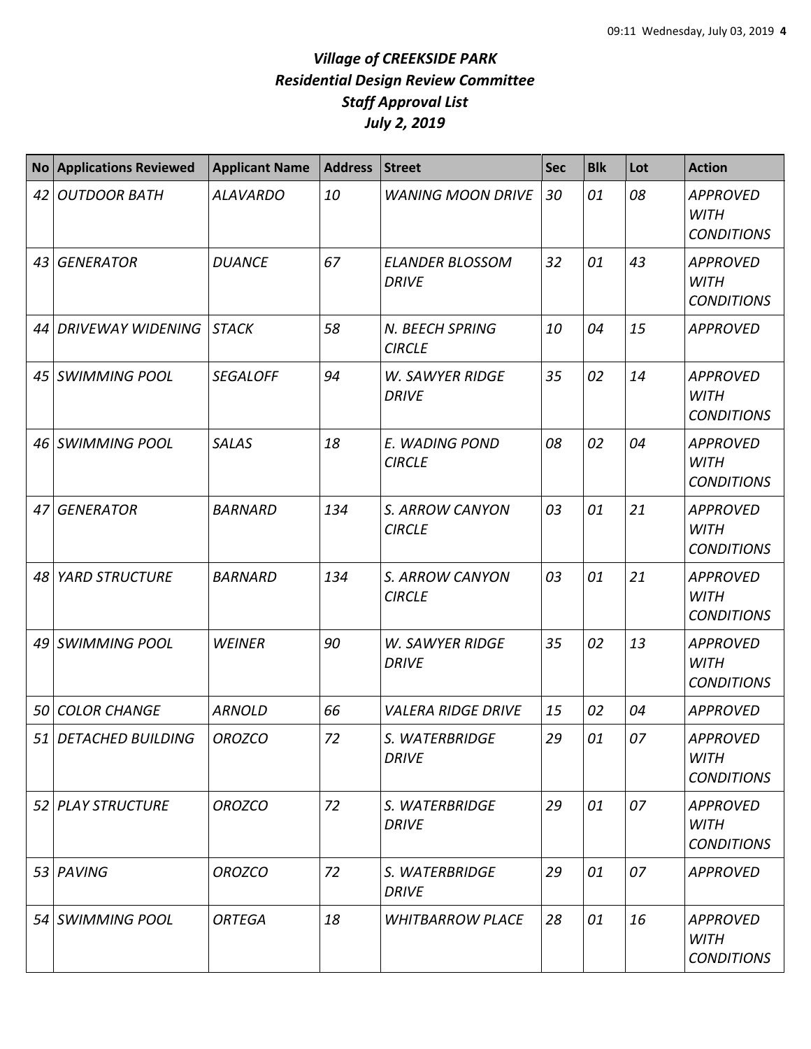# *Village of CREEKSIDE PARK*
## *Residential Design Review Committee*
## *Staff Approval List*
## *July 2, 2019*

| No | Applications Reviewed | Applicant Name | Address | Street | Sec | Blk | Lot | Action |
|---|---|---|---|---|---|---|---|---|
| *42* | *OUTDOOR BATH* | *ALAVARDO* | *10* | *WANING MOON DRIVE* | *30* | *01* | *08* | *APPROVED WITH CONDITIONS* |
| *43* | *GENERATOR* | *DUANCE* | *67* | *ELANDER BLOSSOM DRIVE* | *32* | *01* | *43* | *APPROVED WITH CONDITIONS* |
| *44* | *DRIVEWAY WIDENING* | *STACK* | *58* | *N. BEECH SPRING CIRCLE* | *10* | *04* | *15* | *APPROVED* |
| *45* | *SWIMMING POOL* | *SEGALOFF* | *94* | *W. SAWYER RIDGE DRIVE* | *35* | *02* | *14* | *APPROVED WITH CONDITIONS* |
| *46* | *SWIMMING POOL* | *SALAS* | *18* | *E. WADING POND CIRCLE* | *08* | *02* | *04* | *APPROVED WITH CONDITIONS* |
| *47* | *GENERATOR* | *BARNARD* | *134* | *S. ARROW CANYON CIRCLE* | *03* | *01* | *21* | *APPROVED WITH CONDITIONS* |
| *48* | *YARD STRUCTURE* | *BARNARD* | *134* | *S. ARROW CANYON CIRCLE* | *03* | *01* | *21* | *APPROVED WITH CONDITIONS* |
| *49* | *SWIMMING POOL* | *WEINER* | *90* | *W. SAWYER RIDGE DRIVE* | *35* | *02* | *13* | *APPROVED WITH CONDITIONS* |
| *50* | *COLOR CHANGE* | *ARNOLD* | *66* | *VALERA RIDGE DRIVE* | *15* | *02* | *04* | *APPROVED* |
| *51* | *DETACHED BUILDING* | *OROZCO* | *72* | *S. WATERBRIDGE DRIVE* | *29* | *01* | *07* | *APPROVED WITH CONDITIONS* |
| *52* | *PLAY STRUCTURE* | *OROZCO* | *72* | *S. WATERBRIDGE DRIVE* | *29* | *01* | *07* | *APPROVED WITH CONDITIONS* |
| *53* | *PAVING* | *OROZCO* | *72* | *S. WATERBRIDGE DRIVE* | *29* | *01* | *07* | *APPROVED* |
| *54* | *SWIMMING POOL* | *ORTEGA* | *18* | *WHITBARROW PLACE* | *28* | *01* | *16* | *APPROVED WITH CONDITIONS* |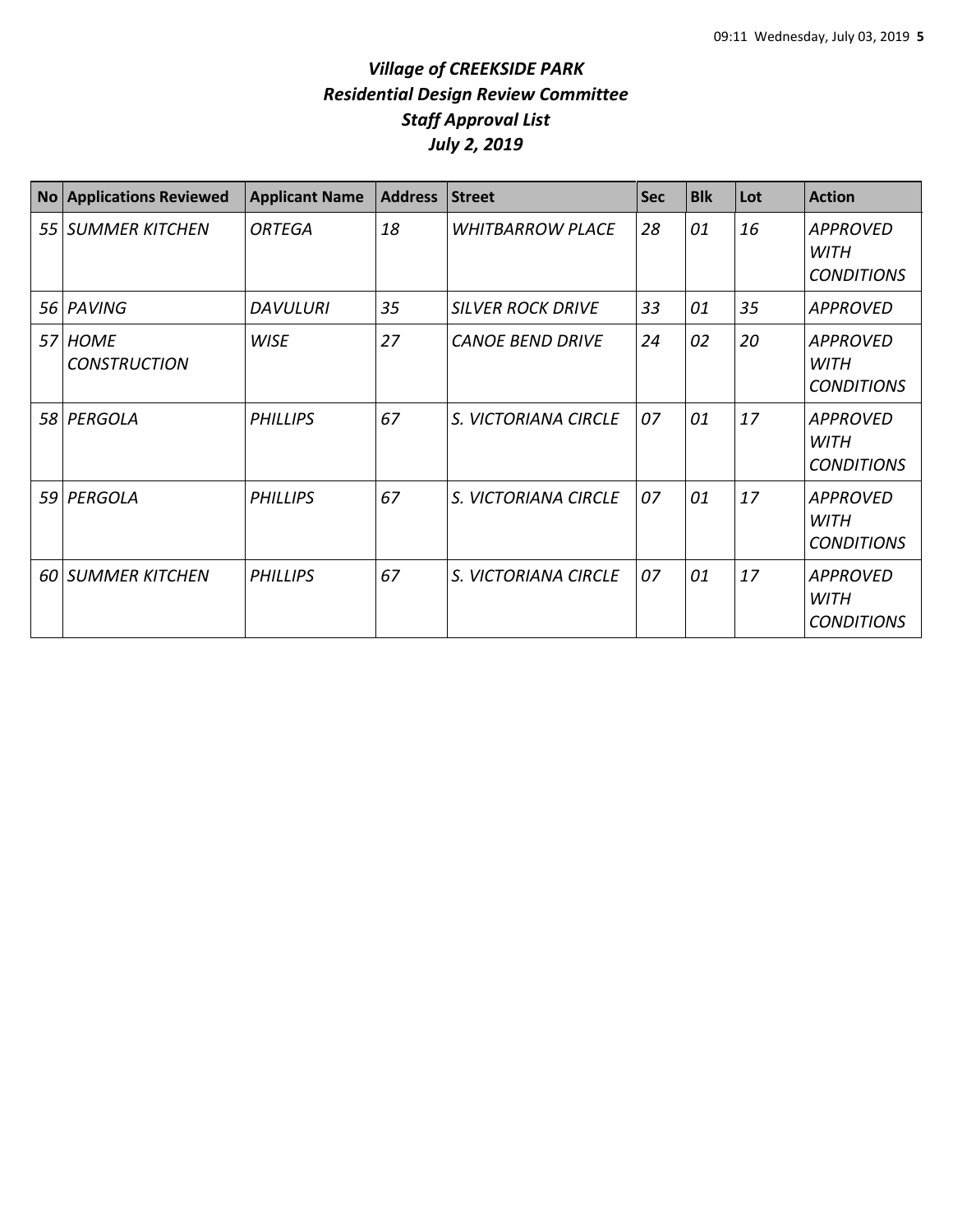# *Village of CREEKSIDE PARK*
## *Residential Design Review Committee*
## *Staff Approval List*
## *July 2, 2019*

| No | Applications Reviewed | Applicant Name | Address | Street | Sec | Blk | Lot | Action |
|---|---|---|---|---|---|---|---|---|
| 55 | SUMMER KITCHEN | ORTEGA | 18 | WHITBARROW PLACE | 28 | 01 | 16 | APPROVED WITH CONDITIONS |
| 56 | PAVING | DAVULURI | 35 | SILVER ROCK DRIVE | 33 | 01 | 35 | APPROVED |
| 57 | HOME CONSTRUCTION | WISE | 27 | CANOE BEND DRIVE | 24 | 02 | 20 | APPROVED WITH CONDITIONS |
| 58 | PERGOLA | PHILLIPS | 67 | S. VICTORIANA CIRCLE | 07 | 01 | 17 | APPROVED WITH CONDITIONS |
| 59 | PERGOLA | PHILLIPS | 67 | S. VICTORIANA CIRCLE | 07 | 01 | 17 | APPROVED WITH CONDITIONS |
| 60 | SUMMER KITCHEN | PHILLIPS | 67 | S. VICTORIANA CIRCLE | 07 | 01 | 17 | APPROVED WITH CONDITIONS |